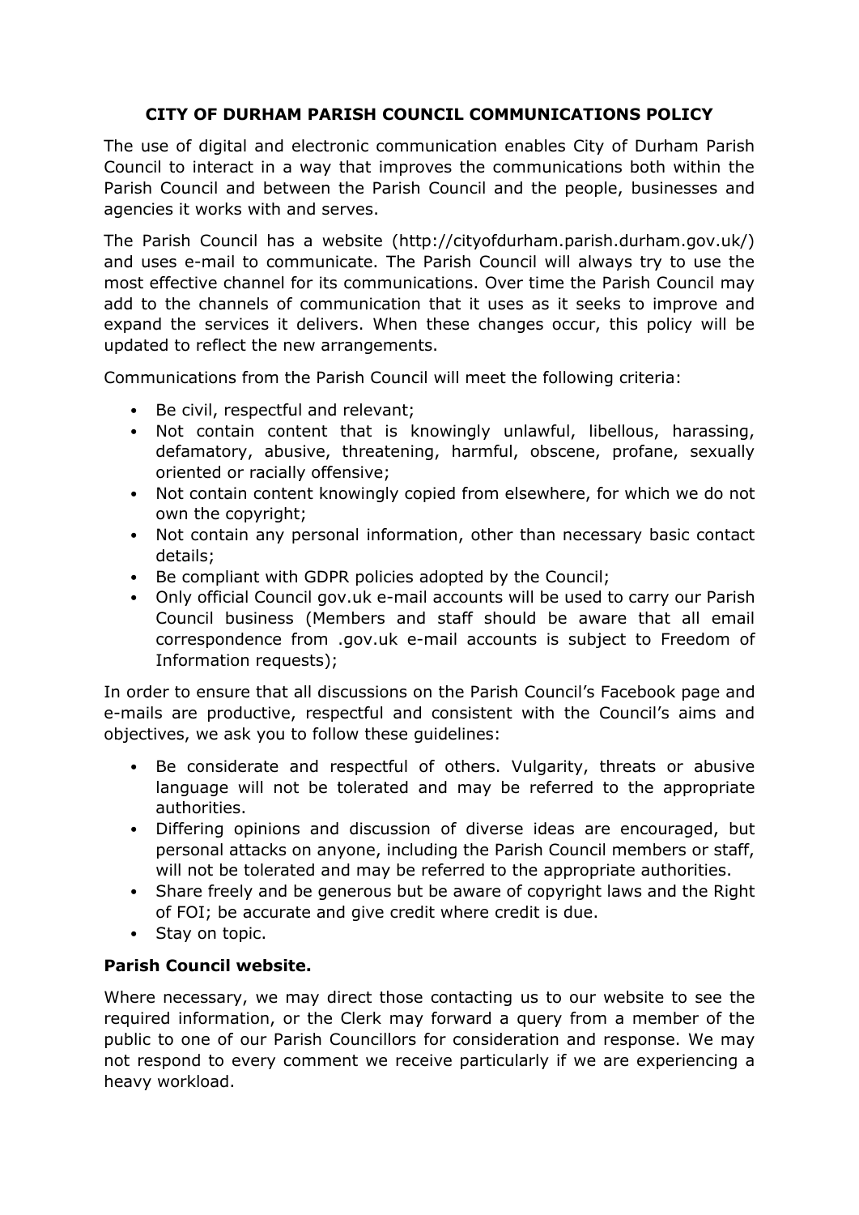# CITY OF DURHAM PARISH COUNCIL COMMUNICATIONS POLICY

The use of digital and electronic communication enables City of Durham Parish Council to interact in a way that improves the communications both within the Parish Council and between the Parish Council and the people, businesses and agencies it works with and serves.

The Parish Council has a website (http://cityofdurham.parish.durham.gov.uk/) and uses e-mail to communicate. The Parish Council will always try to use the most effective channel for its communications. Over time the Parish Council may add to the channels of communication that it uses as it seeks to improve and expand the services it delivers. When these changes occur, this policy will be updated to reflect the new arrangements.

Communications from the Parish Council will meet the following criteria:

- Be civil, respectful and relevant;
- Not contain content that is knowingly unlawful, libellous, harassing, defamatory, abusive, threatening, harmful, obscene, profane, sexually oriented or racially offensive;
- Not contain content knowingly copied from elsewhere, for which we do not own the copyright;
- Not contain any personal information, other than necessary basic contact details;
- Be compliant with GDPR policies adopted by the Council;
- Only official Council gov.uk e-mail accounts will be used to carry our Parish Council business (Members and staff should be aware that all email correspondence from .gov.uk e-mail accounts is subject to Freedom of Information requests);

In order to ensure that all discussions on the Parish Council's Facebook page and e-mails are productive, respectful and consistent with the Council's aims and objectives, we ask you to follow these guidelines:

- Be considerate and respectful of others. Vulgarity, threats or abusive language will not be tolerated and may be referred to the appropriate authorities.
- Differing opinions and discussion of diverse ideas are encouraged, but personal attacks on anyone, including the Parish Council members or staff, will not be tolerated and may be referred to the appropriate authorities.
- Share freely and be generous but be aware of copyright laws and the Right of FOI; be accurate and give credit where credit is due.
- Stay on topic.

**Parish Council website.**

Where necessary, we may direct those contacting us to our website to see the required information, or the Clerk may forward a query from a member of the public to one of our Parish Councillors for consideration and response. We may not respond to every comment we receive particularly if we are experiencing a heavy workload.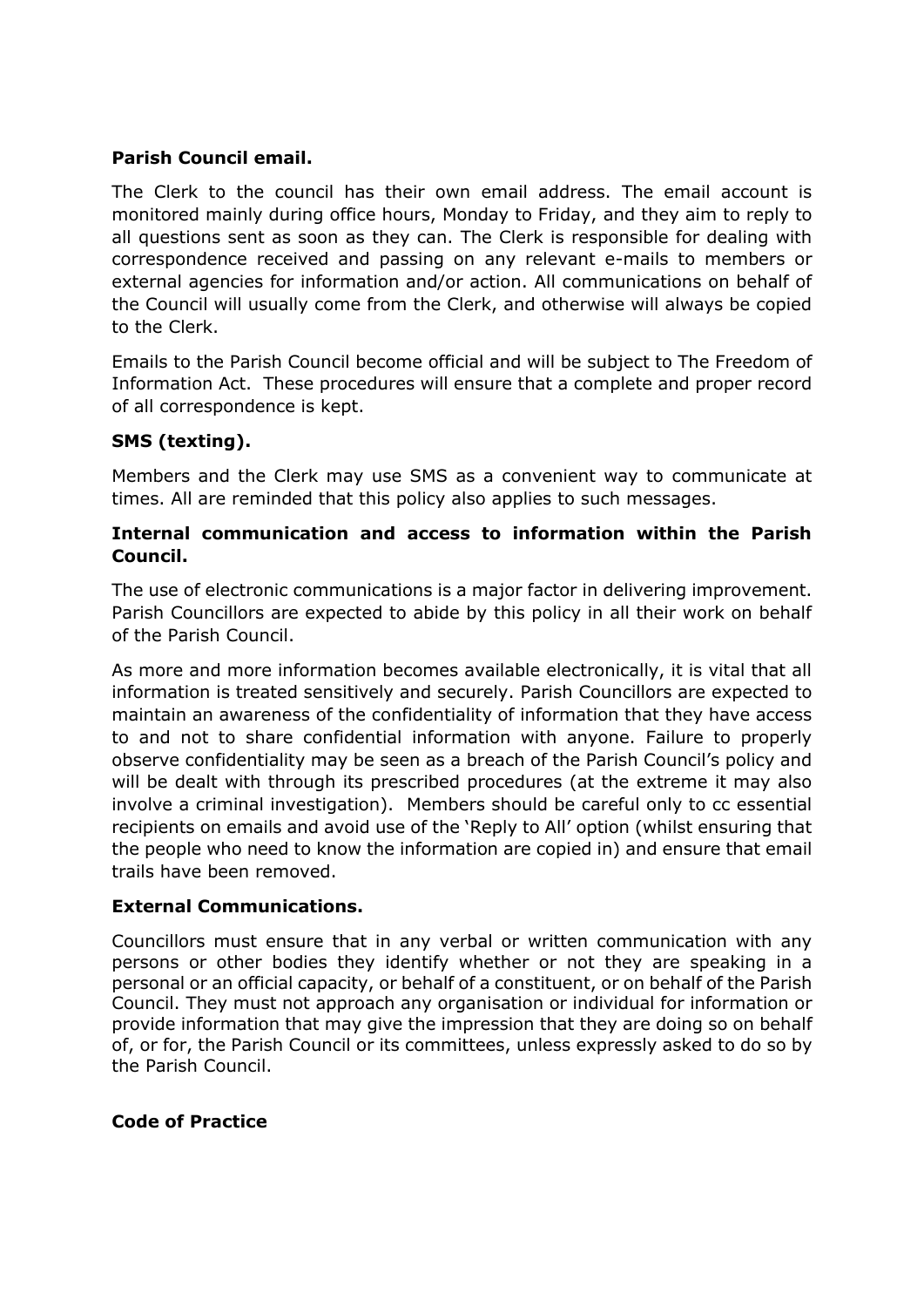**Parish Council email.**

The Clerk to the council has their own email address. The email account is monitored mainly during office hours, Monday to Friday, and they aim to reply to all questions sent as soon as they can. The Clerk is responsible for dealing with correspondence received and passing on any relevant e-mails to members or external agencies for information and/or action. All communications on behalf of the Council will usually come from the Clerk, and otherwise will always be copied to the Clerk.

Emails to the Parish Council become official and will be subject to The Freedom of Information Act. These procedures will ensure that a complete and proper record of all correspondence is kept.

**SMS (texting).**

Members and the Clerk may use SMS as a convenient way to communicate at times. All are reminded that this policy also applies to such messages.

**Internal communication and access to information within the Parish Council.**

The use of electronic communications is a major factor in delivering improvement. Parish Councillors are expected to abide by this policy in all their work on behalf of the Parish Council.

As more and more information becomes available electronically, it is vital that all information is treated sensitively and securely. Parish Councillors are expected to maintain an awareness of the confidentiality of information that they have access to and not to share confidential information with anyone. Failure to properly observe confidentiality may be seen as a breach of the Parish Council's policy and will be dealt with through its prescribed procedures (at the extreme it may also involve a criminal investigation). Members should be careful only to cc essential recipients on emails and avoid use of the 'Reply to All' option (whilst ensuring that the people who need to know the information are copied in) and ensure that email trails have been removed.

**External Communications.**

Councillors must ensure that in any verbal or written communication with any persons or other bodies they identify whether or not they are speaking in a personal or an official capacity, or behalf of a constituent, or on behalf of the Parish Council. They must not approach any organisation or individual for information or provide information that may give the impression that they are doing so on behalf of, or for, the Parish Council or its committees, unless expressly asked to do so by the Parish Council.

**Code of Practice**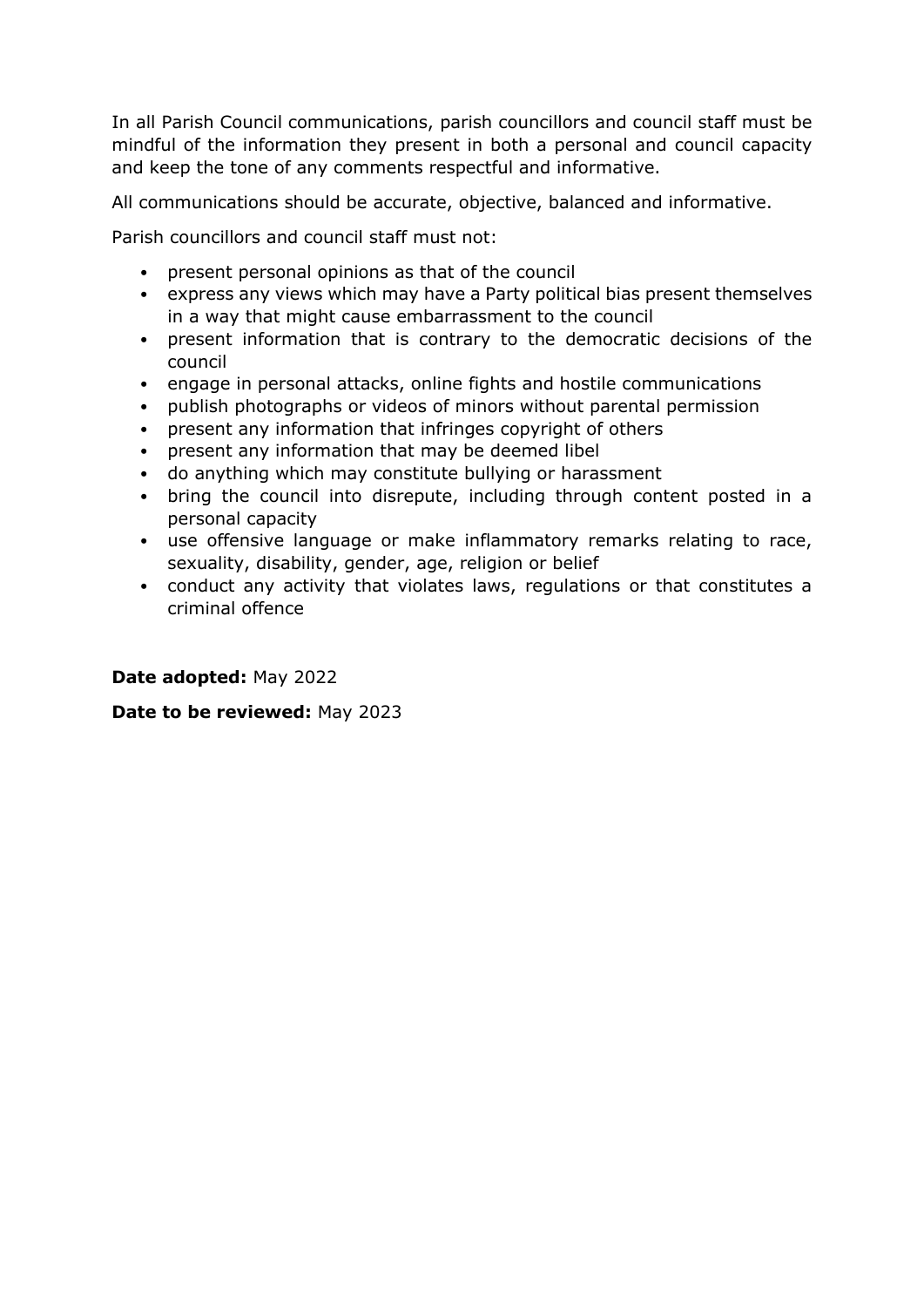In all Parish Council communications, parish councillors and council staff must be mindful of the information they present in both a personal and council capacity and keep the tone of any comments respectful and informative.

All communications should be accurate, objective, balanced and informative.

Parish councillors and council staff must not:

- present personal opinions as that of the council
- express any views which may have a Party political bias present themselves in a way that might cause embarrassment to the council
- present information that is contrary to the democratic decisions of the council
- engage in personal attacks, online fights and hostile communications
- publish photographs or videos of minors without parental permission
- present any information that infringes copyright of others
- present any information that may be deemed libel
- do anything which may constitute bullying or harassment
- bring the council into disrepute, including through content posted in a personal capacity
- use offensive language or make inflammatory remarks relating to race, sexuality, disability, gender, age, religion or belief
- conduct any activity that violates laws, regulations or that constitutes a criminal offence

**Date adopted:** May 2022

**Date to be reviewed:** May 2023